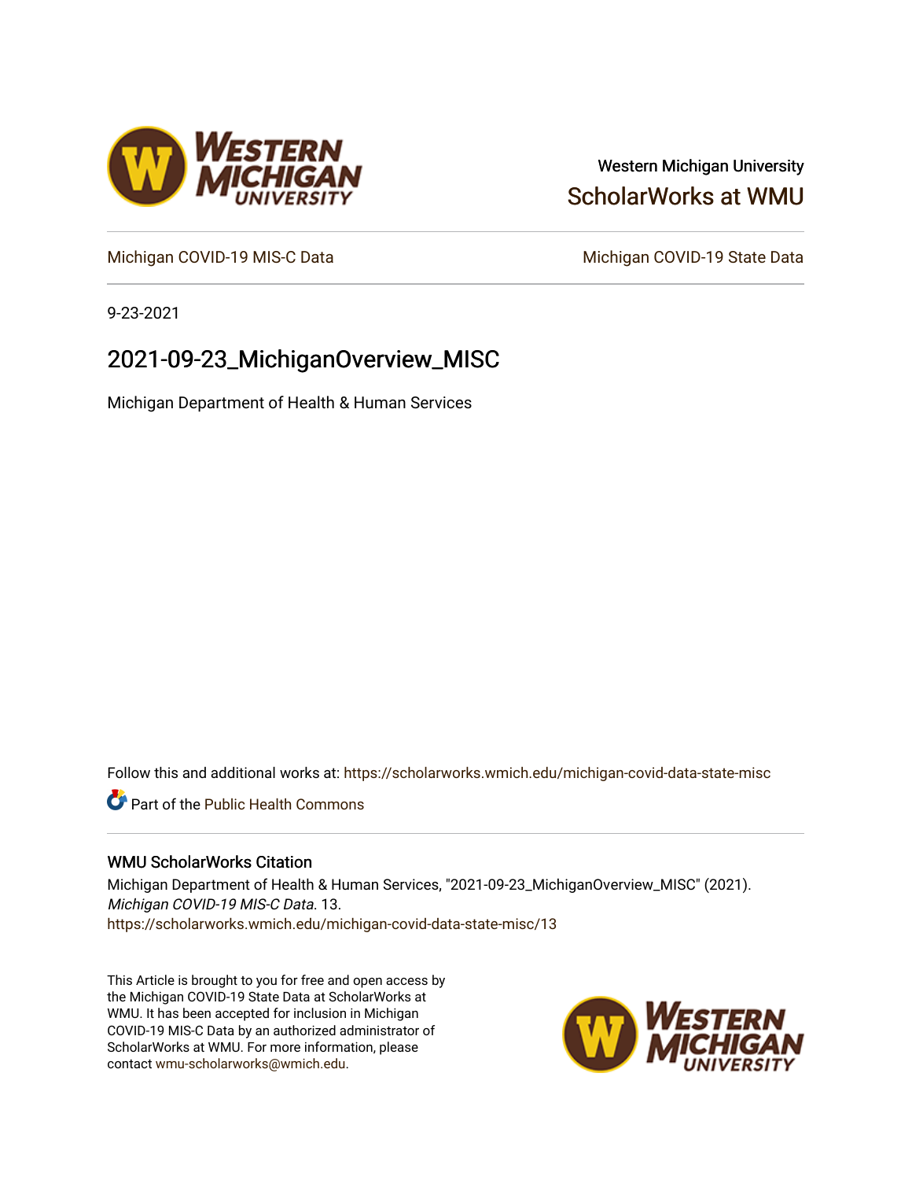Western Michigan University

ScholarWorks at WMU

Michigan COVID-19 MIS-C Data

Michigan COVID-19 State Data

9-23-2021

# 2021-09-23_MichiganOverview_MISC

Michigan Department of Health & Human Services

Follow this and additional works at: https://scholarworks.wmich.edu/michigan-covid-data-state-misc

Part of the Public Health Commons

## WMU ScholarWorks Citation

Michigan Department of Health & Human Services, "2021-09-23_MichiganOverview_MISC" (2021). *Michigan COVID-19 MIS-C Data*. 13.
https://scholarworks.wmich.edu/michigan-covid-data-state-misc/13

This Article is brought to you for free and open access by the Michigan COVID-19 State Data at ScholarWorks at WMU. It has been accepted for inclusion in Michigan COVID-19 MIS-C Data by an authorized administrator of ScholarWorks at WMU. For more information, please contact wmu-scholarworks@wmich.edu.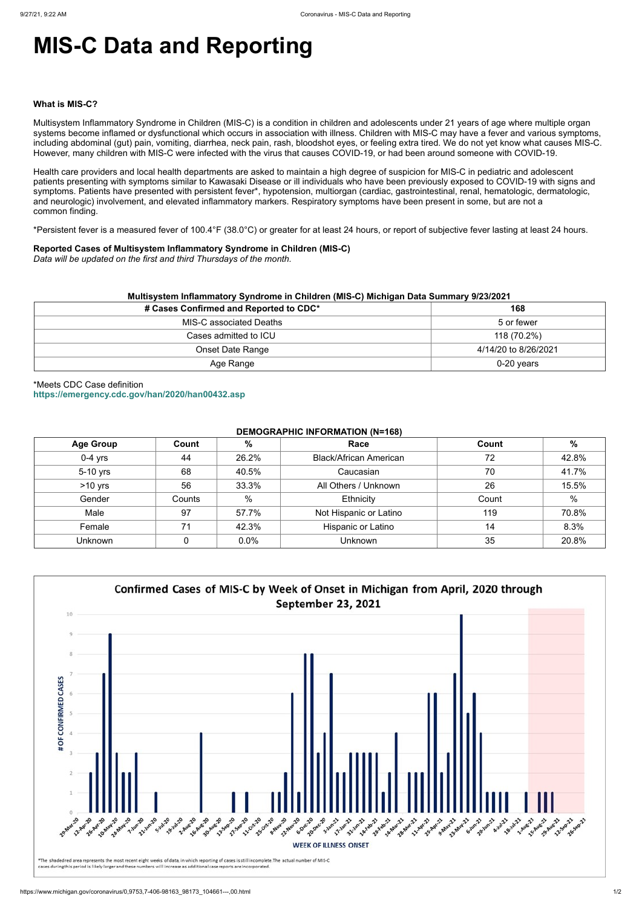# MIS-C Data and Reporting

**What is MIS-C?**

Multisystem Inflammatory Syndrome in Children (MIS-C) is a condition in children and adolescents under 21 years of age where multiple organ systems become inflamed or dysfunctional which occurs in association with illness. Children with MIS-C may have a fever and various symptoms, including abdominal (gut) pain, vomiting, diarrhea, neck pain, rash, bloodshot eyes, or feeling extra tired. We do not yet know what causes MIS-C. However, many children with MIS-C were infected with the virus that causes COVID-19, or had been around someone with COVID-19.

Health care providers and local health departments are asked to maintain a high degree of suspicion for MIS-C in pediatric and adolescent patients presenting with symptoms similar to Kawasaki Disease or ill individuals who have been previously exposed to COVID-19 with signs and symptoms. Patients have presented with persistent fever*, hypotension, multiorgan (cardiac, gastrointestinal, renal, hematologic, dermatologic, and neurologic) involvement, and elevated inflammatory markers. Respiratory symptoms have been present in some, but are not a common finding.

*Persistent fever is a measured fever of 100.4°F (38.0°C) or greater for at least 24 hours, or report of subjective fever lasting at least 24 hours.

**Reported Cases of Multisystem Inflammatory Syndrome in Children (MIS-C)**
*Data will be updated on the first and third Thursdays of the month.*

**Multisystem Inflammatory Syndrome in Children (MIS-C) Michigan Data Summary 9/23/2021**

| # Cases Confirmed and Reported to CDC* | 168 |
|---|---|
| MIS-C associated Deaths | 5 or fewer |
| Cases admitted to ICU | 118 (70.2%) |
| Onset Date Range | 4/14/20 to 8/26/2021 |
| Age Range | 0-20 years |

*Meets CDC Case definition
https://emergency.cdc.gov/han/2020/han00432.asp

**DEMOGRAPHIC INFORMATION (N=168)**

| Age Group | Count | % | Race | Count | % |
|---|---|---|---|---|---|
| 0-4 yrs | 44 | 26.2% | Black/African American | 72 | 42.8% |
| 5-10 yrs | 68 | 40.5% | Caucasian | 70 | 41.7% |
| >10 yrs | 56 | 33.3% | All Others / Unknown | 26 | 15.5% |
| Gender | Counts | % | Ethnicity | Count | % |
| Male | 97 | 57.7% | Not Hispanic or Latino | 119 | 70.8% |
| Female | 71 | 42.3% | Hispanic or Latino | 14 | 8.3% |
| Unknown | 0 | 0.0% | Unknown | 35 | 20.8% |

Confirmed Cases of MIS-C by Week of Onset in Michigan from April, 2020 through September 23, 2021

# OF CONFIRMED CASES

0
1
2
3
4
5
6
7
8
9
10

WEEK OF ILLNESS ONSET

29-Mar-20, 12-Apr-20, 26-Apr-20, 10-May-20, 24-May-20, 7-Jun-20, 21-Jun-20, 5-Jul-20, 19-Jul-20, 2-Aug-20, 16-Aug-20, 30-Aug-20, 13-Sep-20, 27-Sep-20, 11-Oct-20, 25-Oct-20, 8-Nov-20, 22-Nov-20, 6-Dec-20, 20-Dec-20, 3-Jan-21, 17-Jan-21, 31-Jan-21, 14-Feb-21, 28-Feb-21, 14-Mar-21, 28-Mar-21, 11-Apr-21, 25-Apr-21, 9-May-21, 23-May-21, 6-Jun-21, 20-Jun-21, 4-Jul-21, 18-Jul-21, 1-Aug-21, 15-Aug-21, 29-Aug-21, 12-Sep-21, 26-Sep-21

*The shaded red area represents the most recent eight weeks of data, in which reporting of cases is still incomplete. The actual number of MIS-C cases during this period is likely larger and these numbers will increase as additional case reports are incorporated.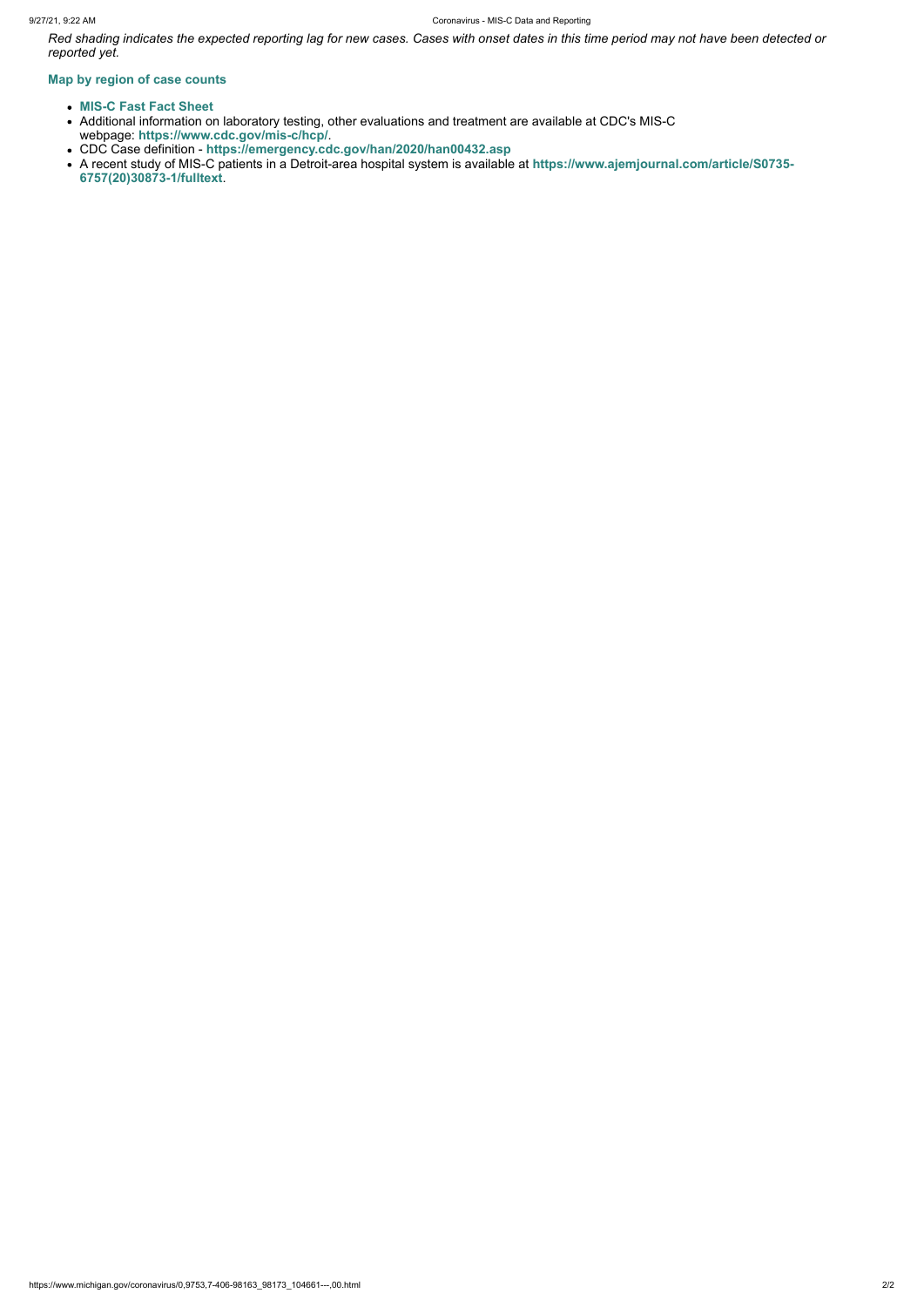*Red shading indicates the expected reporting lag for new cases. Cases with onset dates in this time period may not have been detected or reported yet.*

**Map by region of case counts**

- **MIS-C Fast Fact Sheet**
- Additional information on laboratory testing, other evaluations and treatment are available at CDC's MIS-C webpage: **https://www.cdc.gov/mis-c/hcp/**.
- CDC Case definition - **https://emergency.cdc.gov/han/2020/han00432.asp**
- A recent study of MIS-C patients in a Detroit-area hospital system is available at **https://www.ajemjournal.com/article/S0735-6757(20)30873-1/fulltext**.